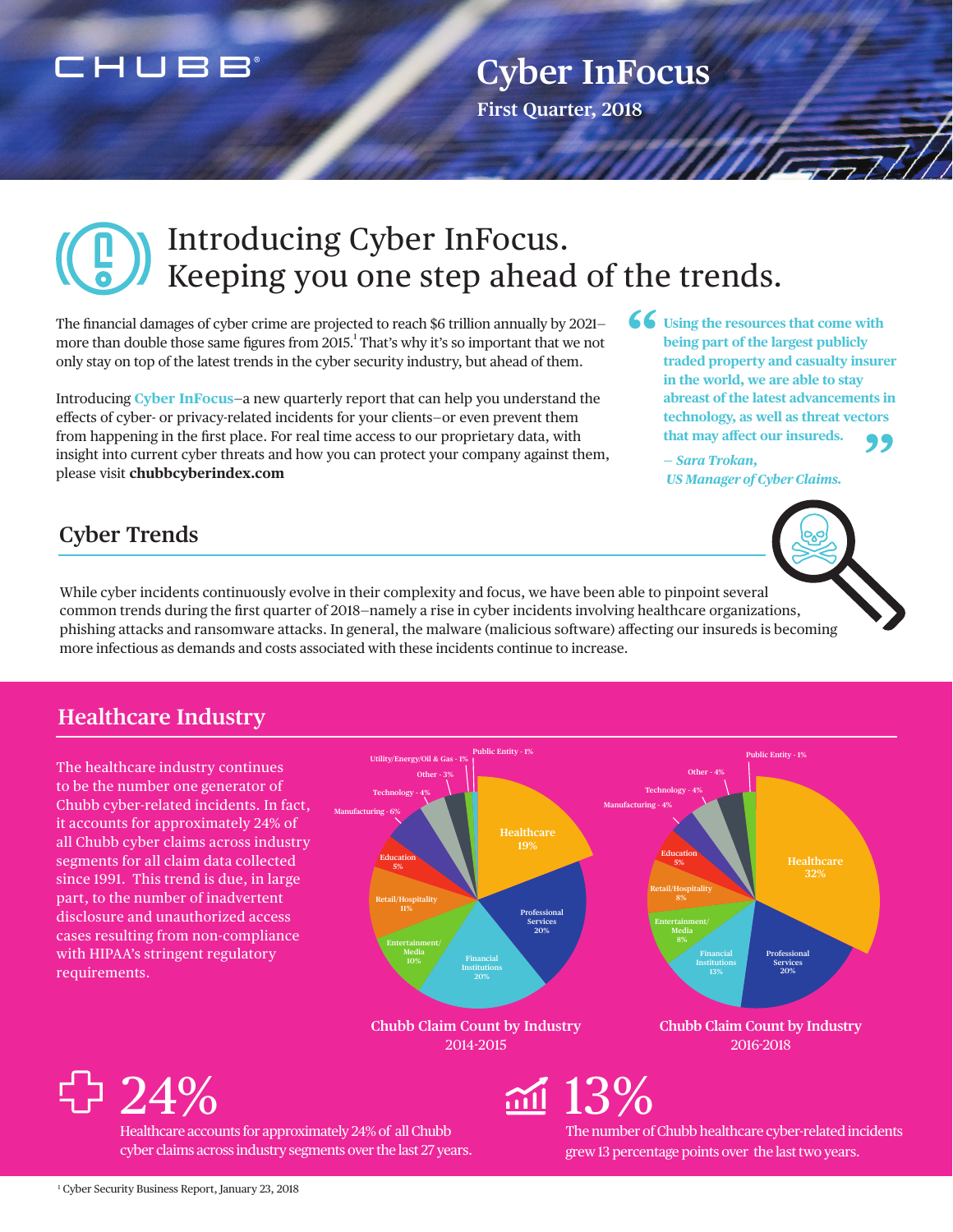# Cyber InFocus

First Quarter, 2018

## Introducing Cyber InFocus. Keeping you one step ahead of the trends.

The financial damages of cyber crime are projected to reach $6 trillion annually by 2021–more than double those same figures from 2015.[1] That's why it's so important that we not only stay on top of the latest trends in the cyber security industry, but ahead of them.

Introducing **Cyber InFocus**–a new quarterly report that can help you understand the effects of cyber- or privacy-related incidents for your clients–or even prevent them from happening in the first place. For real time access to our proprietary data, with insight into current cyber threats and how you can protect your company against them, please visit **chubbcyberindex.com**

> **"Using the resources that come with being part of the largest publicly traded property and casualty insurer in the world, we are able to stay abreast of the latest advancements in technology, as well as threat vectors that may affect our insureds."**
>
> *– Sara Trokan, US Manager of Cyber Claims.*

## Cyber Trends

While cyber incidents continuously evolve in their complexity and focus, we have been able to pinpoint several common trends during the first quarter of 2018–namely a rise in cyber incidents involving healthcare organizations, phishing attacks and ransomware attacks. In general, the malware (malicious software) affecting our insureds is becoming more infectious as demands and costs associated with these incidents continue to increase.

## Healthcare Industry

The healthcare industry continues to be the number one generator of Chubb cyber-related incidents. In fact, it accounts for approximately 24% of all Chubb cyber claims across industry segments for all claim data collected since 1991. This trend is due, in large part, to the number of inadvertent disclosure and unauthorized access cases resulting from non-compliance with HIPAA's stringent regulatory requirements.

| Industry | Chubb Claim Count by Industry 2014-2015 | Chubb Claim Count by Industry 2016-2018 |
|---|---|---|
| Healthcare | 19% | 32% |
| Professional Services | 20% | 20% |
| Financial Institutions | 20% | 13% |
| Entertainment/Media | 10% | 8% |
| Retail/Hospitality | 11% | 8% |
| Education | 5% | 5% |
| Manufacturing | 6% | 4% |
| Technology | 4% | 4% |
| Other | 3% | 4% |
| Utility/Energy/Oil & Gas | 1% | |
| Public Entity | 1% | 1% |

**24%** Healthcare accounts for approximately 24% of all Chubb cyber claims across industry segments over the last 27 years.

**13%** The number of Chubb healthcare cyber-related incidents grew 13 percentage points over the last two years.

[1] Cyber Security Business Report, January 23, 2018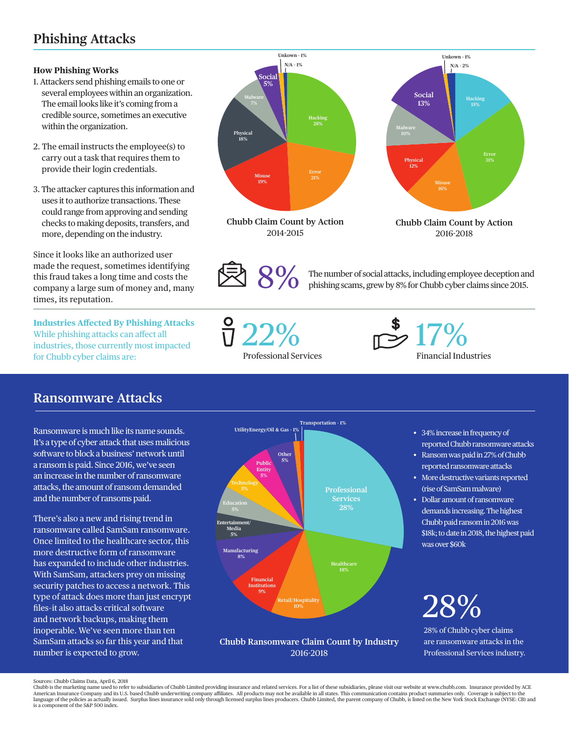## Phishing Attacks

### How Phishing Works

1. Attackers send phishing emails to one or several employees within an organization. The email looks like it's coming from a credible source, sometimes an executive within the organization.
2. The email instructs the employee(s) to carry out a task that requires them to provide their login credentials.
3. The attacker captures this information and uses it to authorize transactions. These could range from approving and sending checks to making deposits, transfers, and more, depending on the industry.

Since it looks like an authorized user made the request, sometimes identifying this fraud takes a long time and costs the company a large sum of money and, many times, its reputation.

Unkown - 1%
N/A - 1%
Social 5%
Malware 7%
Physical 18%
Misuse 19%
Error 21%
Hacking 28%

**Chubb Claim Count by Action**
2014-2015

Unkown - 1%
N/A - 2%
Social 13%
Malware 10%
Physical 12%
Misuse 16%
Error 31%
Hacking 15%

**Chubb Claim Count by Action**
2016-2018

8% The number of social attacks, including employee deception and phishing scams, grew by 8% for Chubb cyber claims since 2015.

**Industries Affected By Phishing Attacks**
While phishing attacks can affect all industries, those currently most impacted for Chubb cyber claims are:

22% Professional Services

17% Financial Industries

## Ransomware Attacks

Ransomware is much like its name sounds. It's a type of cyber attack that uses malicious software to block a business' network until a ransom is paid. Since 2016, we've seen an increase in the number of ransomware attacks, the amount of ransom demanded and the number of ransoms paid.

There's also a new and rising trend in ransomware called SamSam ransomware. Once limited to the healthcare sector, this more destructive form of ransomware has expanded to include other industries. With SamSam, attackers prey on missing security patches to access a network. This type of attack does more than just encrypt files–it also attacks critical software and network backups, making them inoperable. We've seen more than ten SamSam attacks so far this year and that number is expected to grow.

Transportation - 1%
UtilityEnergy/Oil & Gas - 1%
Other 5%
Public Entity 5%
Technology 5%
Education 5%
Entertainment/ Media 5%
Manufacturing 8%
Financial Institutions 9%
Retail/Hospitality 10%
Healthcare 18%
Professional Services 28%

**Chubb Ransomware Claim Count by Industry**
2016-2018

- 34% increase in frequency of reported Chubb ransomware attacks
- Ransom was paid in 27% of Chubb reported ransomware attacks
- More destructive variants reported (rise of SamSam malware)
- Dollar amount of ransomware demands increasing. The highest Chubb paid ransom in 2016 was $18k; to date in 2018, the highest paid was over $60k

28%

28% of Chubb cyber claims are ransomware attacks in the Professional Services industry.

Sources: Chubb Claims Data, April 6, 2018
Chubb is the marketing name used to refer to subsidiaries of Chubb Limited providing insurance and related services. For a list of these subsidiaries, please visit our website at www.chubb.com. Insurance provided by ACE American Insurance Company and its U.S. based Chubb underwriting company affiliates. All products may not be available in all states. This communication contains product summaries only. Coverage is subject to the language of the policies as actually issued. Surplus lines insurance sold only through licensed surplus lines producers. Chubb Limited, the parent company of Chubb, is listed on the New York Stock Exchange (NYSE: CB) and is a component of the S&P 500 index.